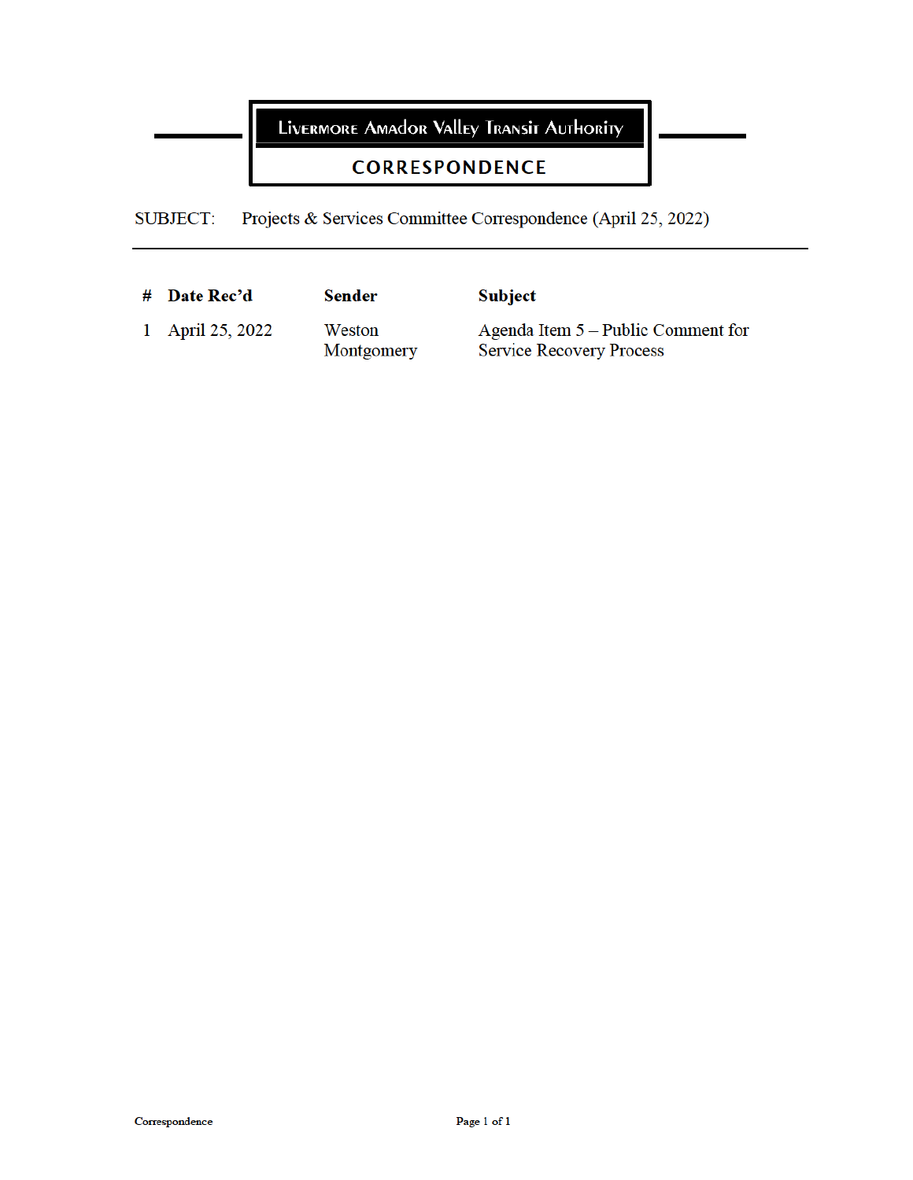# Livermore Amador Valley Transit Authority

## CORRESPONDENCE

SUBJECT: Projects & Services Committee Correspondence (April 25, 2022)

| # | Date Rec'd | Sender | Subject |
|---|---|---|---|
| 1 | April 25, 2022 | Weston Montgomery | Agenda Item 5 – Public Comment for Service Recovery Process |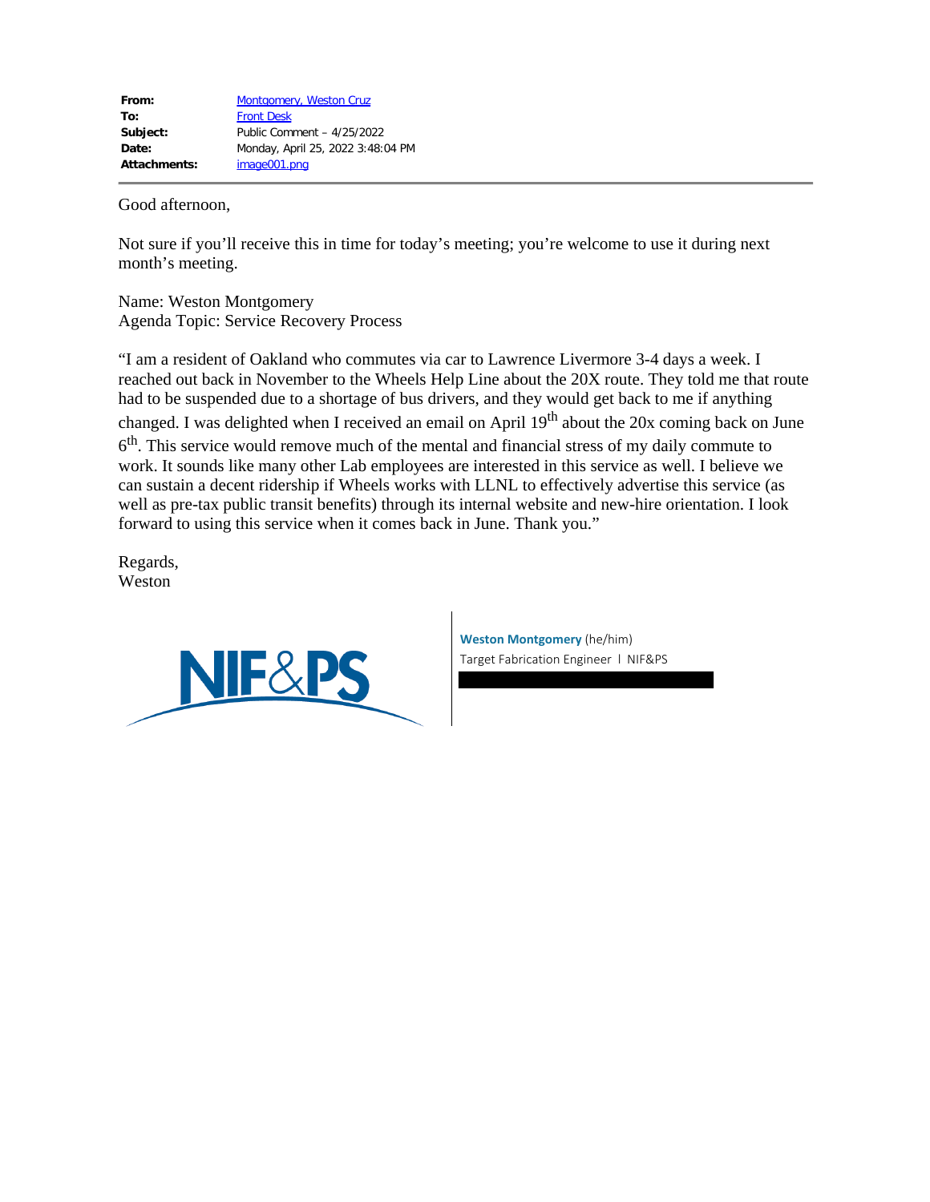| | |
|---|---|
| **From:** | Montgomery, Weston Cruz |
| **To:** | Front Desk |
| **Subject:** | Public Comment – 4/25/2022 |
| **Date:** | Monday, April 25, 2022 3:48:04 PM |
| **Attachments:** | image001.png |

Good afternoon,

Not sure if you'll receive this in time for today's meeting; you're welcome to use it during next month's meeting.

Name: Weston Montgomery
Agenda Topic: Service Recovery Process

"I am a resident of Oakland who commutes via car to Lawrence Livermore 3-4 days a week. I reached out back in November to the Wheels Help Line about the 20X route. They told me that route had to be suspended due to a shortage of bus drivers, and they would get back to me if anything changed. I was delighted when I received an email on April 19th about the 20x coming back on June 6th. This service would remove much of the mental and financial stress of my daily commute to work. It sounds like many other Lab employees are interested in this service as well. I believe we can sustain a decent ridership if Wheels works with LLNL to effectively advertise this service (as well as pre-tax public transit benefits) through its internal website and new-hire orientation. I look forward to using this service when it comes back in June. Thank you."

Regards,
Weston

NIF&PS

**Weston Montgomery** (he/him)
Target Fabrication Engineer | NIF&PS